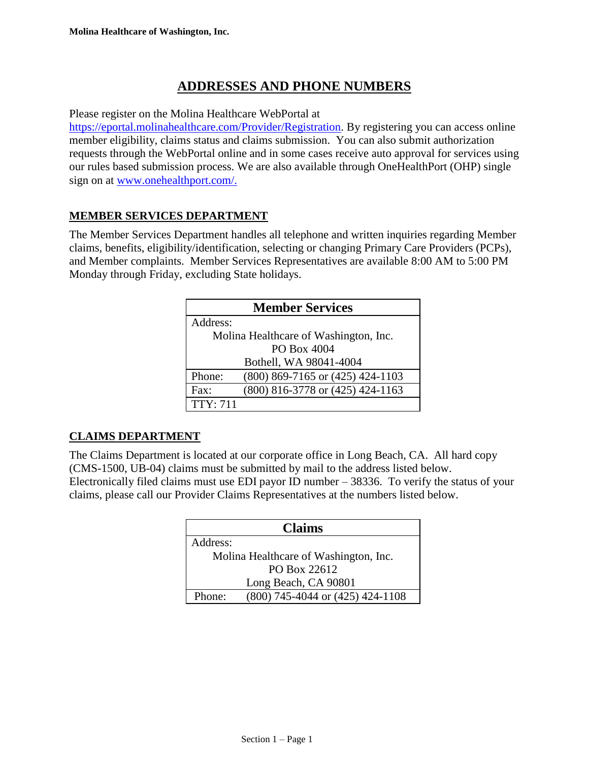# ADDRESSES AND PHONE NUMBERS

Please register on the Molina Healthcare WebPortal at https://eportal.molinahealthcare.com/Provider/Registration. By registering you can access online member eligibility, claims status and claims submission. You can also submit authorization requests through the WebPortal online and in some cases receive auto approval for services using our rules based submission process. We are also available through OneHealthPort (OHP) single sign on at www.onehealthport.com/.

## MEMBER SERVICES DEPARTMENT

The Member Services Department handles all telephone and written inquiries regarding Member claims, benefits, eligibility/identification, selecting or changing Primary Care Providers (PCPs), and Member complaints. Member Services Representatives are available 8:00 AM to 5:00 PM Monday through Friday, excluding State holidays.

| Member Services | |
|---|---|
| Address: Molina Healthcare of Washington, Inc. PO Box 4004 Bothell, WA 98041-4004 | |
| Phone: | (800) 869-7165 or (425) 424-1103 |
| Fax: | (800) 816-3778 or (425) 424-1163 |
| TTY: 711 | |

## CLAIMS DEPARTMENT

The Claims Department is located at our corporate office in Long Beach, CA. All hard copy (CMS-1500, UB-04) claims must be submitted by mail to the address listed below. Electronically filed claims must use EDI payor ID number – 38336. To verify the status of your claims, please call our Provider Claims Representatives at the numbers listed below.

| Claims | |
|---|---|
| Address: Molina Healthcare of Washington, Inc. PO Box 22612 Long Beach, CA 90801 | |
| Phone: | (800) 745-4044 or (425) 424-1108 |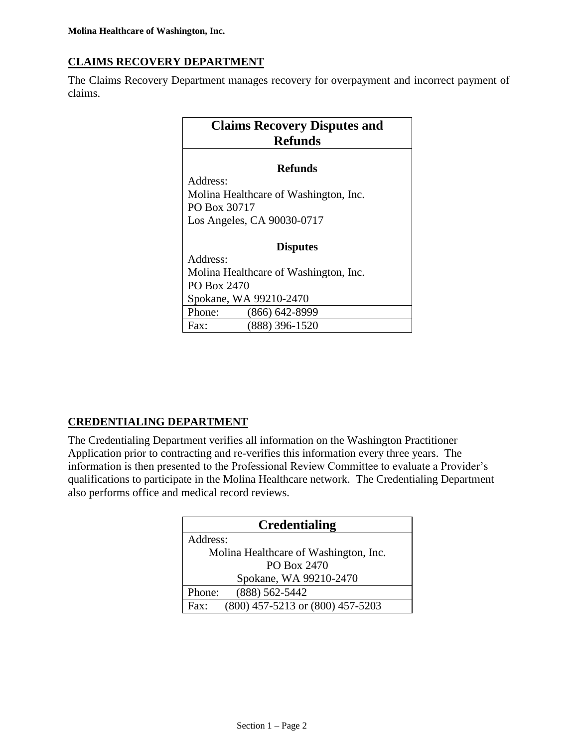## CLAIMS RECOVERY DEPARTMENT

The Claims Recovery Department manages recovery for overpayment and incorrect payment of claims.

| Claims Recovery Disputes and Refunds | |
|---|---|
| **Refunds**<br>Address:<br>Molina Healthcare of Washington, Inc.<br>PO Box 30717<br>Los Angeles, CA 90030-0717<br><br>**Disputes**<br>Address:<br>Molina Healthcare of Washington, Inc.<br>PO Box 2470<br>Spokane, WA 99210-2470 | |
| Phone: | (866) 642-8999 |
| Fax: | (888) 396-1520 |

## CREDENTIALING DEPARTMENT

The Credentialing Department verifies all information on the Washington Practitioner Application prior to contracting and re-verifies this information every three years. The information is then presented to the Professional Review Committee to evaluate a Provider's qualifications to participate in the Molina Healthcare network. The Credentialing Department also performs office and medical record reviews.

| Credentialing | |
|---|---|
| Address:<br>Molina Healthcare of Washington, Inc.<br>PO Box 2470<br>Spokane, WA 99210-2470 | |
| Phone: | (888) 562-5442 |
| Fax: | (800) 457-5213 or (800) 457-5203 |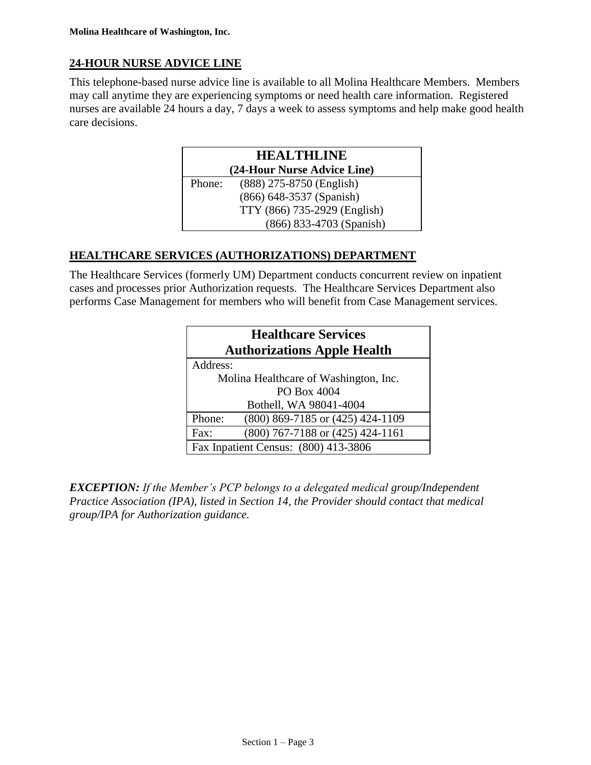## 24-HOUR NURSE ADVICE LINE

This telephone-based nurse advice line is available to all Molina Healthcare Members. Members may call anytime they are experiencing symptoms or need health care information. Registered nurses are available 24 hours a day, 7 days a week to assess symptoms and help make good health care decisions.

| HEALTHLINE (24-Hour Nurse Advice Line) | |
|---|---|
| Phone: | (888) 275-8750 (English) |
| | (866) 648-3537 (Spanish) |
| | TTY (866) 735-2929 (English) |
| | (866) 833-4703 (Spanish) |

## HEALTHCARE SERVICES (AUTHORIZATIONS) DEPARTMENT

The Healthcare Services (formerly UM) Department conducts concurrent review on inpatient cases and processes prior Authorization requests. The Healthcare Services Department also performs Case Management for members who will benefit from Case Management services.

| Healthcare Services Authorizations Apple Health | |
|---|---|
| Address: | |
| Molina Healthcare of Washington, Inc. PO Box 4004 Bothell, WA 98041-4004 | |
| Phone: | (800) 869-7185 or (425) 424-1109 |
| Fax: | (800) 767-7188 or (425) 424-1161 |
| Fax Inpatient Census: (800) 413-3806 | |

***EXCEPTION:*** *If the Member's PCP belongs to a delegated medical group/Independent Practice Association (IPA), listed in Section 14, the Provider should contact that medical group/IPA for Authorization guidance.*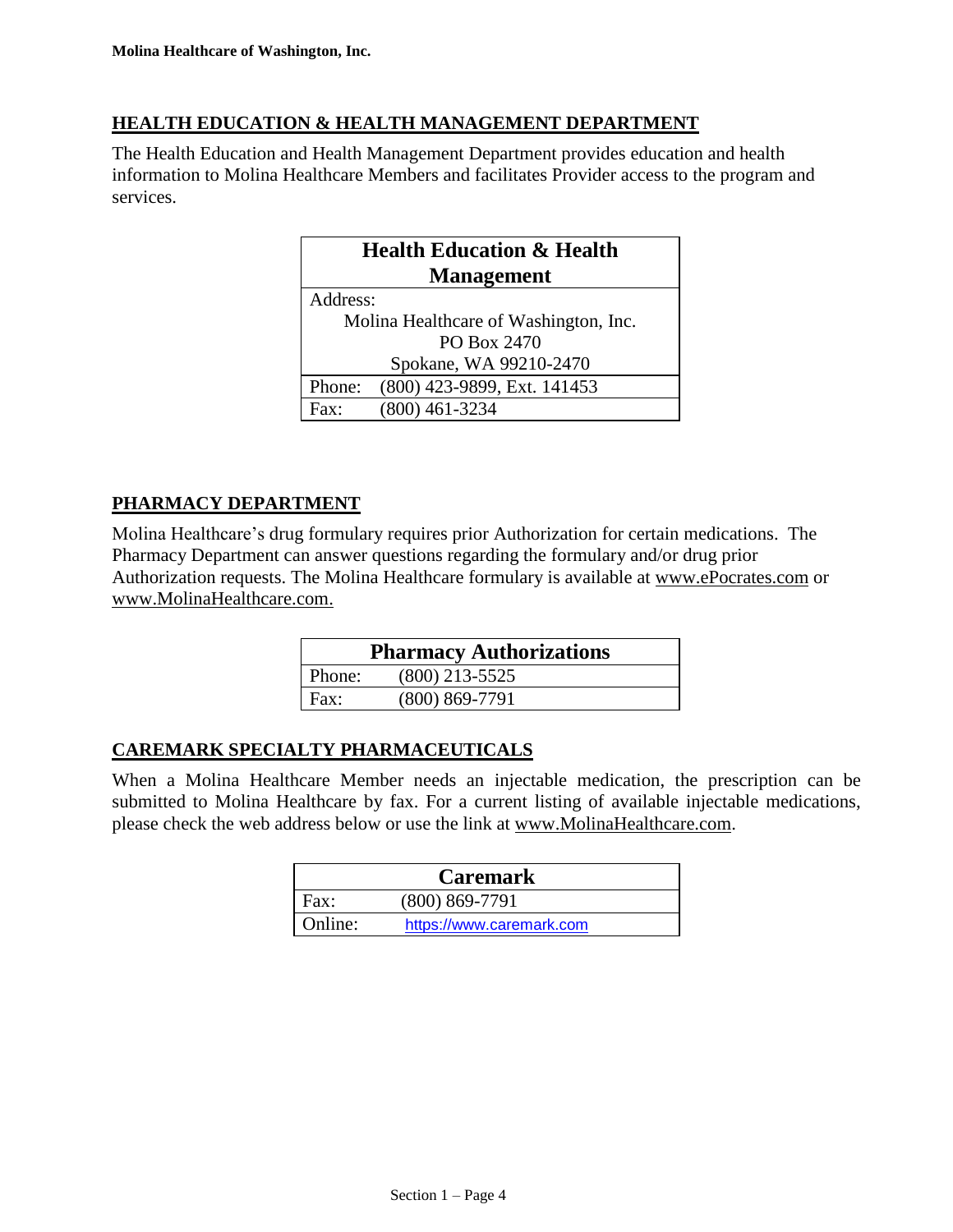## HEALTH EDUCATION & HEALTH MANAGEMENT DEPARTMENT

The Health Education and Health Management Department provides education and health information to Molina Healthcare Members and facilitates Provider access to the program and services.

| Health Education & Health Management | |
|---|---|
| Address: Molina Healthcare of Washington, Inc. PO Box 2470 Spokane, WA 99210-2470 | |
| Phone: | (800) 423-9899, Ext. 141453 |
| Fax: | (800) 461-3234 |

## PHARMACY DEPARTMENT

Molina Healthcare's drug formulary requires prior Authorization for certain medications. The Pharmacy Department can answer questions regarding the formulary and/or drug prior Authorization requests. The Molina Healthcare formulary is available at www.ePocrates.com or www.MolinaHealthcare.com.

| Pharmacy Authorizations | |
|---|---|
| Phone: | (800) 213-5525 |
| Fax: | (800) 869-7791 |

## CAREMARK SPECIALTY PHARMACEUTICALS

When a Molina Healthcare Member needs an injectable medication, the prescription can be submitted to Molina Healthcare by fax. For a current listing of available injectable medications, please check the web address below or use the link at www.MolinaHealthcare.com.

| Caremark | |
|---|---|
| Fax: | (800) 869-7791 |
| Online: | https://www.caremark.com |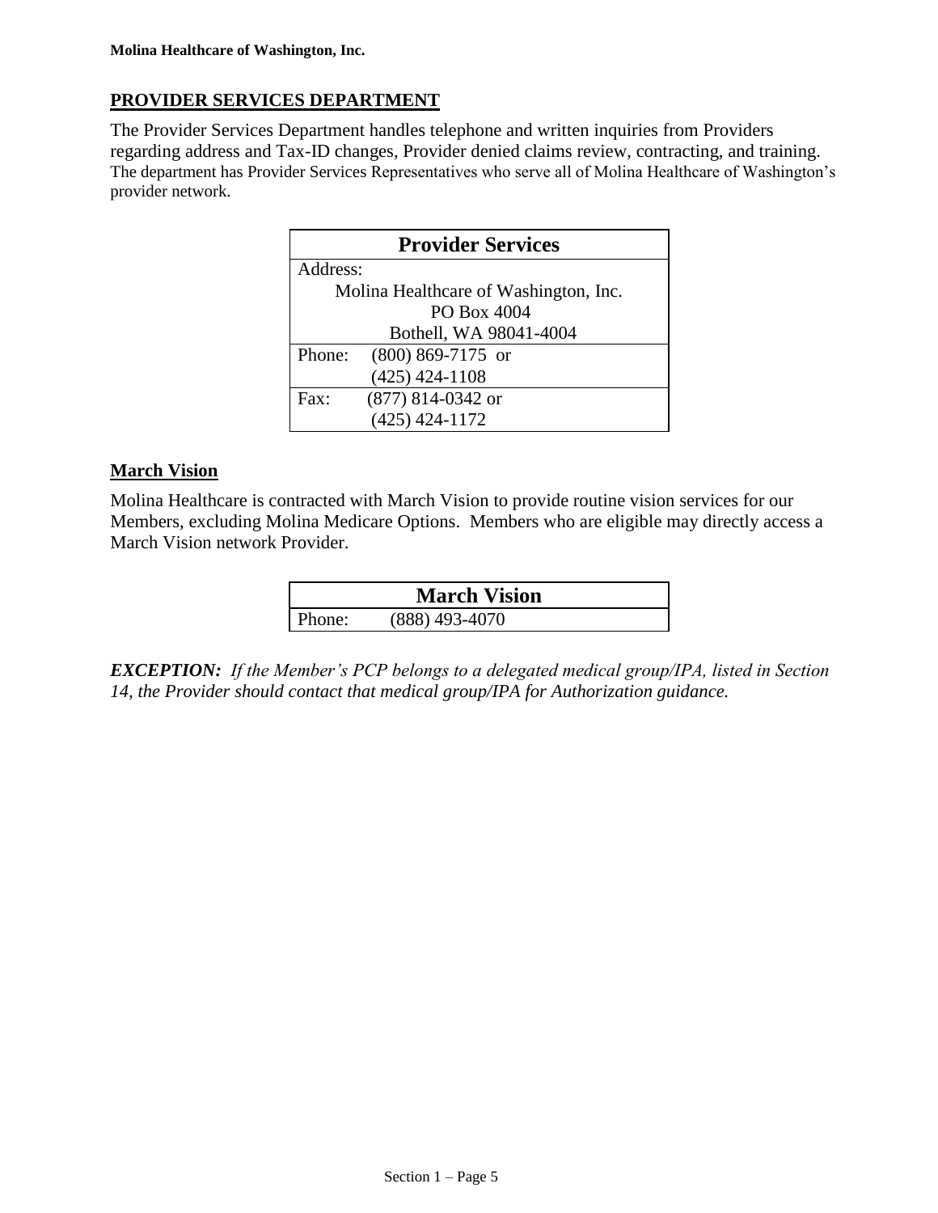## PROVIDER SERVICES DEPARTMENT

The Provider Services Department handles telephone and written inquiries from Providers regarding address and Tax-ID changes, Provider denied claims review, contracting, and training. The department has Provider Services Representatives who serve all of Molina Healthcare of Washington's provider network.

| Provider Services | |
|---|---|
| Address: | Molina Healthcare of Washington, Inc.<br>PO Box 4004<br>Bothell, WA 98041-4004 |
| Phone: | (800) 869-7175 or<br>(425) 424-1108 |
| Fax: | (877) 814-0342 or<br>(425) 424-1172 |

### March Vision

Molina Healthcare is contracted with March Vision to provide routine vision services for our Members, excluding Molina Medicare Options. Members who are eligible may directly access a March Vision network Provider.

| March Vision | |
|---|---|
| Phone: | (888) 493-4070 |

***EXCEPTION:*** *If the Member's PCP belongs to a delegated medical group/IPA, listed in Section 14, the Provider should contact that medical group/IPA for Authorization guidance.*